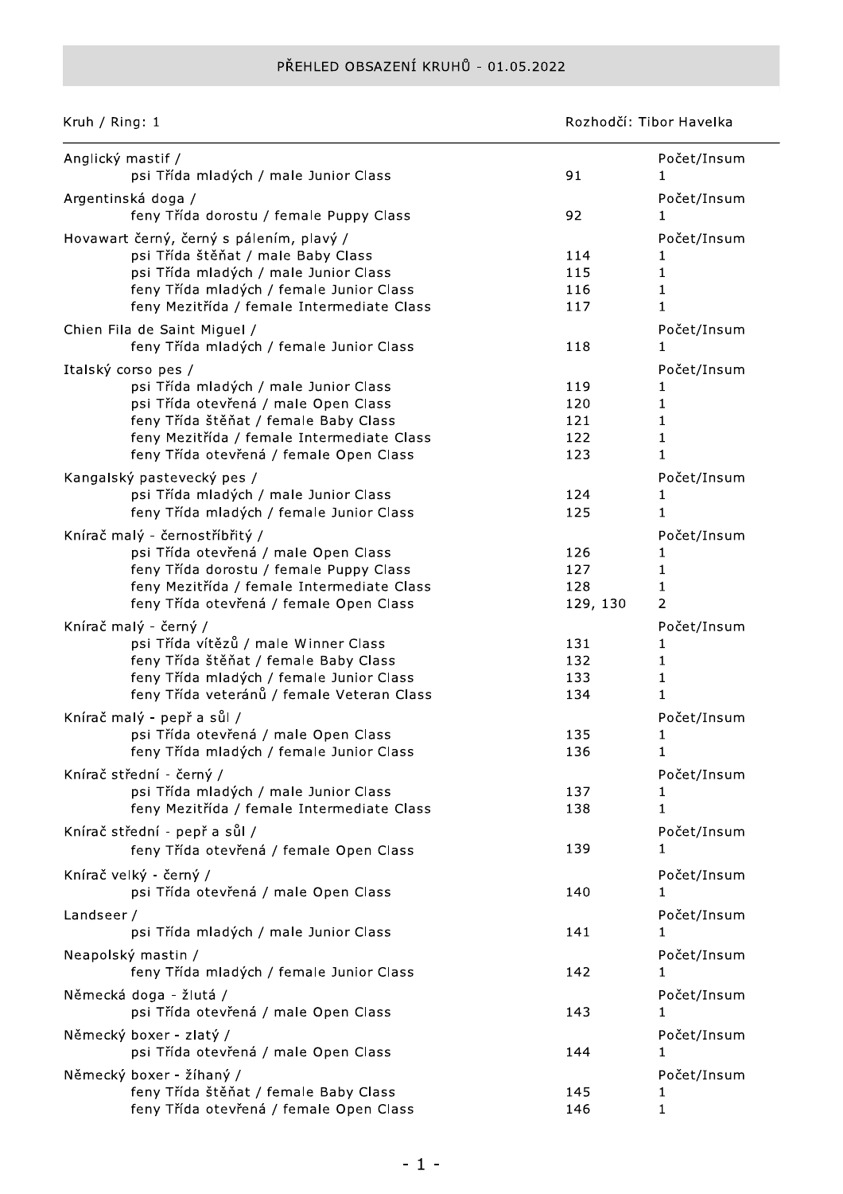# PŘEHLED OBSAZENÍ KRUHŮ - 01.05.2022

Kruh / Ring: 1 — Rozhodčí: Tibor Havelka

| | | Počet/Insum |
|---|---|---|
| **Anglický mastif /** | | |
| psi Třída mladých / male Junior Class | 91 | 1 |
| **Argentinská doga /** | | |
| feny Třída dorostu / female Puppy Class | 92 | 1 |
| **Hovawart černý, černý s pálením, plavý /** | | |
| psi Třída štěňat / male Baby Class | 114 | 1 |
| psi Třída mladých / male Junior Class | 115 | 1 |
| feny Třída mladých / female Junior Class | 116 | 1 |
| feny Mezitřída / female Intermediate Class | 117 | 1 |
| **Chien Fila de Saint Miguel /** | | |
| feny Třída mladých / female Junior Class | 118 | 1 |
| **Italský corso pes /** | | |
| psi Třída mladých / male Junior Class | 119 | 1 |
| psi Třída otevřená / male Open Class | 120 | 1 |
| feny Třída štěňat / female Baby Class | 121 | 1 |
| feny Mezitřída / female Intermediate Class | 122 | 1 |
| feny Třída otevřená / female Open Class | 123 | 1 |
| **Kangalský pastevecký pes /** | | |
| psi Třída mladých / male Junior Class | 124 | 1 |
| feny Třída mladých / female Junior Class | 125 | 1 |
| **Knírač malý - černostříbřitý /** | | |
| psi Třída otevřená / male Open Class | 126 | 1 |
| feny Třída dorostu / female Puppy Class | 127 | 1 |
| feny Mezitřída / female Intermediate Class | 128 | 1 |
| feny Třída otevřená / female Open Class | 129, 130 | 2 |
| **Knírač malý - černý /** | | |
| psi Třída vítězů / male Winner Class | 131 | 1 |
| feny Třída štěňat / female Baby Class | 132 | 1 |
| feny Třída mladých / female Junior Class | 133 | 1 |
| feny Třída veteránů / female Veteran Class | 134 | 1 |
| **Knírač malý - pepř a sůl /** | | |
| psi Třída otevřená / male Open Class | 135 | 1 |
| feny Třída mladých / female Junior Class | 136 | 1 |
| **Knírač střední - černý /** | | |
| psi Třída mladých / male Junior Class | 137 | 1 |
| feny Mezitřída / female Intermediate Class | 138 | 1 |
| **Knírač střední - pepř a sůl /** | | |
| feny Třída otevřená / female Open Class | 139 | 1 |
| **Knírač velký - černý /** | | |
| psi Třída otevřená / male Open Class | 140 | 1 |
| **Landseer /** | | |
| psi Třída mladých / male Junior Class | 141 | 1 |
| **Neapolský mastin /** | | |
| feny Třída mladých / female Junior Class | 142 | 1 |
| **Německá doga - žlutá /** | | |
| psi Třída otevřená / male Open Class | 143 | 1 |
| **Německý boxer - zlatý /** | | |
| psi Třída otevřená / male Open Class | 144 | 1 |
| **Německý boxer - žíhaný /** | | |
| feny Třída štěňat / female Baby Class | 145 | 1 |
| feny Třída otevřená / female Open Class | 146 | 1 |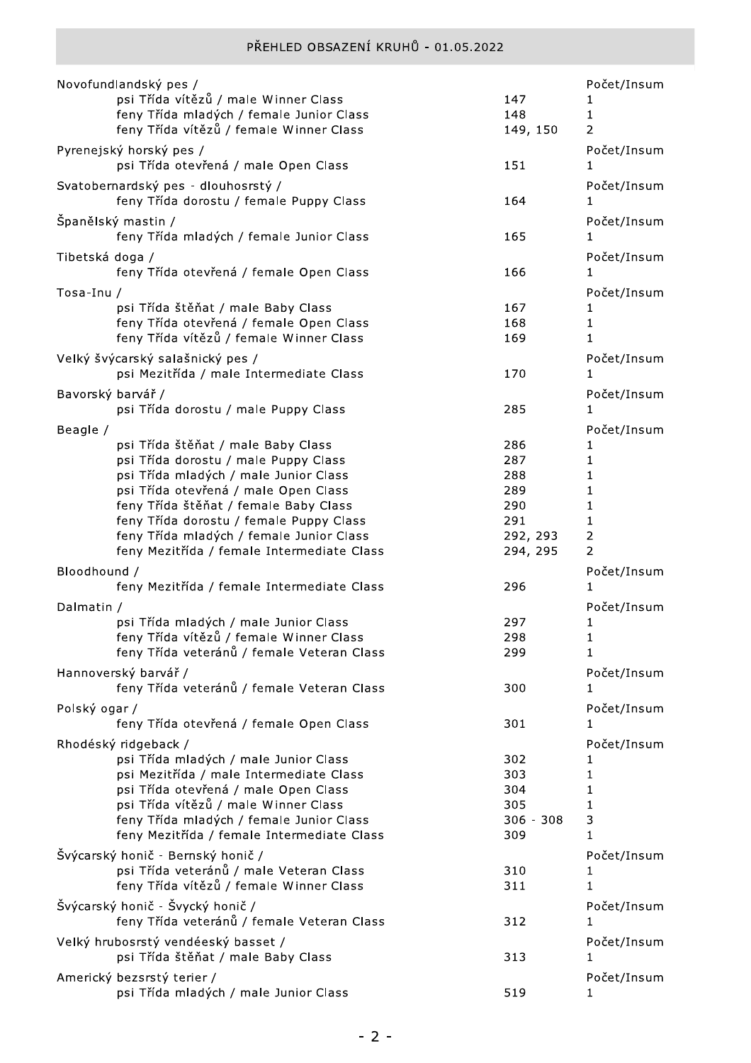PŘEHLED OBSAZENÍ KRUHŮ - 01.05.2022

| Plemeno / Třída | Čísla | Počet/Insum |
|---|---|---|
| **Novofundlandský pes /** | | |
| psi Třída vítězů / male Winner Class | 147 | 1 |
| feny Třída mladých / female Junior Class | 148 | 1 |
| feny Třída vítězů / female Winner Class | 149, 150 | 2 |
| **Pyrenejský horský pes /** | | |
| psi Třída otevřená / male Open Class | 151 | 1 |
| **Svatobernardský pes - dlouhosrstý /** | | |
| feny Třída dorostu / female Puppy Class | 164 | 1 |
| **Španělský mastin /** | | |
| feny Třída mladých / female Junior Class | 165 | 1 |
| **Tibetská doga /** | | |
| feny Třída otevřená / female Open Class | 166 | 1 |
| **Tosa-Inu /** | | |
| psi Třída štěňat / male Baby Class | 167 | 1 |
| feny Třída otevřená / female Open Class | 168 | 1 |
| feny Třída vítězů / female Winner Class | 169 | 1 |
| **Velký švýcarský salašnický pes /** | | |
| psi Mezitřída / male Intermediate Class | 170 | 1 |
| **Bavorský barvář /** | | |
| psi Třída dorostu / male Puppy Class | 285 | 1 |
| **Beagle /** | | |
| psi Třída štěňat / male Baby Class | 286 | 1 |
| psi Třída dorostu / male Puppy Class | 287 | 1 |
| psi Třída mladých / male Junior Class | 288 | 1 |
| psi Třída otevřená / male Open Class | 289 | 1 |
| feny Třída štěňat / female Baby Class | 290 | 1 |
| feny Třída dorostu / female Puppy Class | 291 | 1 |
| feny Třída mladých / female Junior Class | 292, 293 | 2 |
| feny Mezitřída / female Intermediate Class | 294, 295 | 2 |
| **Bloodhound /** | | |
| feny Mezitřída / female Intermediate Class | 296 | 1 |
| **Dalmatin /** | | |
| psi Třída mladých / male Junior Class | 297 | 1 |
| feny Třída vítězů / female Winner Class | 298 | 1 |
| feny Třída veteránů / female Veteran Class | 299 | 1 |
| **Hannoverský barvář /** | | |
| feny Třída veteránů / female Veteran Class | 300 | 1 |
| **Polský ogar /** | | |
| feny Třída otevřená / female Open Class | 301 | 1 |
| **Rhodéský ridgeback /** | | |
| psi Třída mladých / male Junior Class | 302 | 1 |
| psi Mezitřída / male Intermediate Class | 303 | 1 |
| psi Třída otevřená / male Open Class | 304 | 1 |
| psi Třída vítězů / male Winner Class | 305 | 1 |
| feny Třída mladých / female Junior Class | 306 - 308 | 3 |
| feny Mezitřída / female Intermediate Class | 309 | 1 |
| **Švýcarský honič - Bernský honič /** | | |
| psi Třída veteránů / male Veteran Class | 310 | 1 |
| feny Třída vítězů / female Winner Class | 311 | 1 |
| **Švýcarský honič - Švycký honič /** | | |
| feny Třída veteránů / female Veteran Class | 312 | 1 |
| **Velký hrubosrstý vendéeský basset /** | | |
| psi Třída štěňat / male Baby Class | 313 | 1 |
| **Americký bezsrstý terier /** | | |
| psi Třída mladých / male Junior Class | 519 | 1 |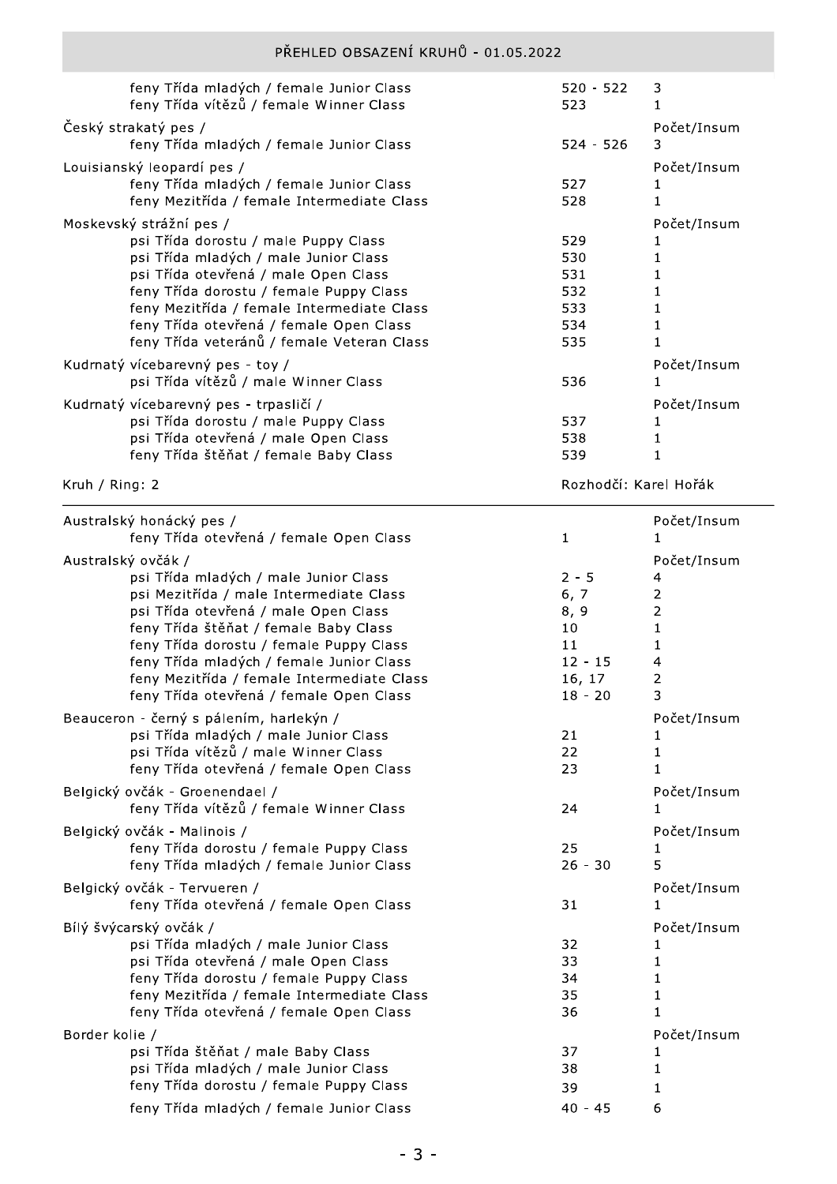| | | |
|---|---|---|
| feny Třída mladých / female Junior Class | 520 - 522 | 3 |
| feny Třída vítězů / female Winner Class | 523 | 1 |
| **Český strakatý pes /** | | Počet/Insum |
| feny Třída mladých / female Junior Class | 524 - 526 | 3 |
| **Louisianský leopardí pes /** | | Počet/Insum |
| feny Třída mladých / female Junior Class | 527 | 1 |
| feny Mezitřída / female Intermediate Class | 528 | 1 |
| **Moskevský strážní pes /** | | Počet/Insum |
| psi Třída dorostu / male Puppy Class | 529 | 1 |
| psi Třída mladých / male Junior Class | 530 | 1 |
| psi Třída otevřená / male Open Class | 531 | 1 |
| feny Třída dorostu / female Puppy Class | 532 | 1 |
| feny Mezitřída / female Intermediate Class | 533 | 1 |
| feny Třída otevřená / female Open Class | 534 | 1 |
| feny Třída veteránů / female Veteran Class | 535 | 1 |
| **Kudrnatý vícebarevný pes - toy /** | | Počet/Insum |
| psi Třída vítězů / male Winner Class | 536 | 1 |
| **Kudrnatý vícebarevný pes - trpasličí /** | | Počet/Insum |
| psi Třída dorostu / male Puppy Class | 537 | 1 |
| psi Třída otevřená / male Open Class | 538 | 1 |
| feny Třída štěňat / female Baby Class | 539 | 1 |

## Kruh / Ring: 2 — Rozhodčí: Karel Hořák

| | | |
|---|---|---|
| **Australský honácký pes /** | | Počet/Insum |
| feny Třída otevřená / female Open Class | 1 | 1 |
| **Australský ovčák /** | | Počet/Insum |
| psi Třída mladých / male Junior Class | 2 - 5 | 4 |
| psi Mezitřída / male Intermediate Class | 6, 7 | 2 |
| psi Třída otevřená / male Open Class | 8, 9 | 2 |
| feny Třída štěňat / female Baby Class | 10 | 1 |
| feny Třída dorostu / female Puppy Class | 11 | 1 |
| feny Třída mladých / female Junior Class | 12 - 15 | 4 |
| feny Mezitřída / female Intermediate Class | 16, 17 | 2 |
| feny Třída otevřená / female Open Class | 18 - 20 | 3 |
| **Beauceron - černý s pálením, harlekýn /** | | Počet/Insum |
| psi Třída mladých / male Junior Class | 21 | 1 |
| psi Třída vítězů / male Winner Class | 22 | 1 |
| feny Třída otevřená / female Open Class | 23 | 1 |
| **Belgický ovčák - Groenendael /** | | Počet/Insum |
| feny Třída vítězů / female Winner Class | 24 | 1 |
| **Belgický ovčák - Malinois /** | | Počet/Insum |
| feny Třída dorostu / female Puppy Class | 25 | 1 |
| feny Třída mladých / female Junior Class | 26 - 30 | 5 |
| **Belgický ovčák - Tervueren /** | | Počet/Insum |
| feny Třída otevřená / female Open Class | 31 | 1 |
| **Bílý švýcarský ovčák /** | | Počet/Insum |
| psi Třída mladých / male Junior Class | 32 | 1 |
| psi Třída otevřená / male Open Class | 33 | 1 |
| feny Třída dorostu / female Puppy Class | 34 | 1 |
| feny Mezitřída / female Intermediate Class | 35 | 1 |
| feny Třída otevřená / female Open Class | 36 | 1 |
| **Border kolie /** | | Počet/Insum |
| psi Třída štěňat / male Baby Class | 37 | 1 |
| psi Třída mladých / male Junior Class | 38 | 1 |
| feny Třída dorostu / female Puppy Class | 39 | 1 |
| feny Třída mladých / female Junior Class | 40 - 45 | 6 |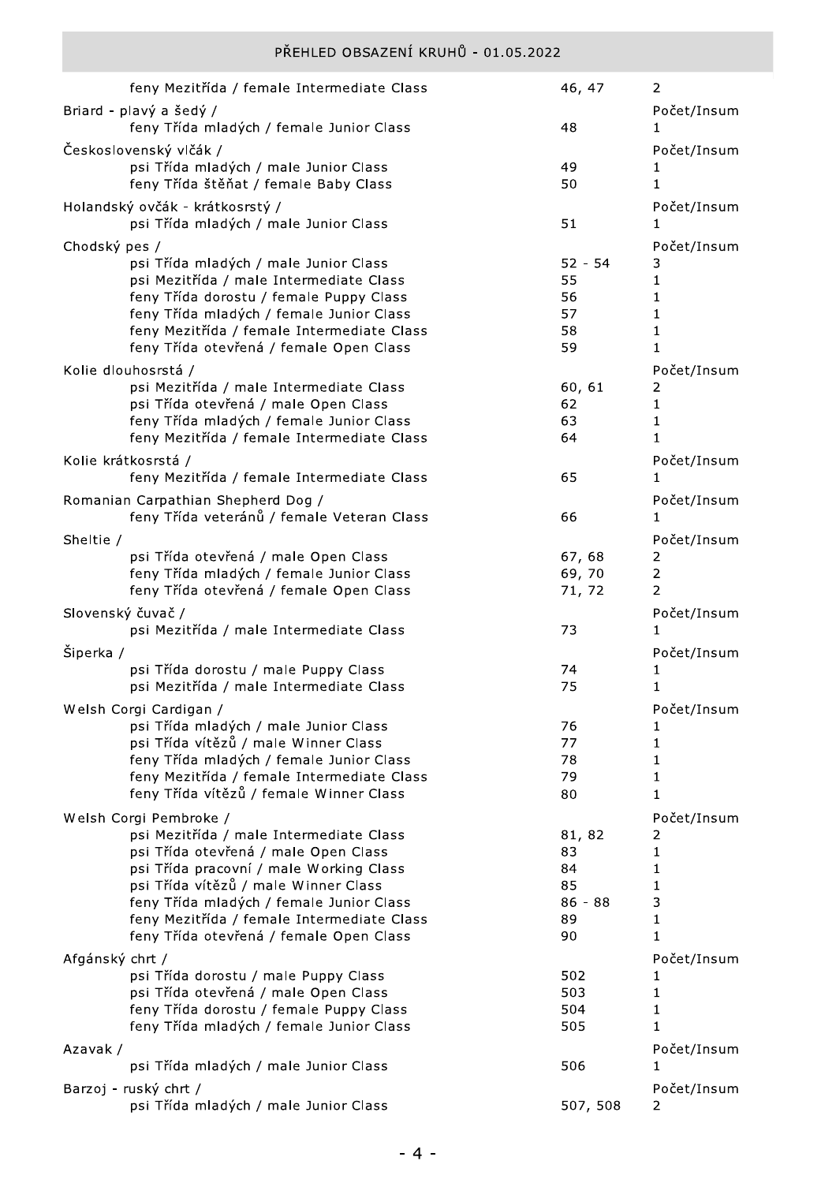PŘEHLED OBSAZENÍ KRUHŮ - 01.05.2022

| | | |
|---|---|---|
| feny Mezitřída / female Intermediate Class | 46, 47 | 2 |
| **Briard - plavý a šedý /** | | Počet/Insum |
| feny Třída mladých / female Junior Class | 48 | 1 |
| **Československý vlčák /** | | Počet/Insum |
| psi Třída mladých / male Junior Class | 49 | 1 |
| feny Třída štěňat / female Baby Class | 50 | 1 |
| **Holandský ovčák - krátkosrstý /** | | Počet/Insum |
| psi Třída mladých / male Junior Class | 51 | 1 |
| **Chodský pes /** | | Počet/Insum |
| psi Třída mladých / male Junior Class | 52 - 54 | 3 |
| psi Mezitřída / male Intermediate Class | 55 | 1 |
| feny Třída dorostu / female Puppy Class | 56 | 1 |
| feny Třída mladých / female Junior Class | 57 | 1 |
| feny Mezitřída / female Intermediate Class | 58 | 1 |
| feny Třída otevřená / female Open Class | 59 | 1 |
| **Kolie dlouhosrstá /** | | Počet/Insum |
| psi Mezitřída / male Intermediate Class | 60, 61 | 2 |
| psi Třída otevřená / male Open Class | 62 | 1 |
| feny Třída mladých / female Junior Class | 63 | 1 |
| feny Mezitřída / female Intermediate Class | 64 | 1 |
| **Kolie krátkosrstá /** | | Počet/Insum |
| feny Mezitřída / female Intermediate Class | 65 | 1 |
| **Romanian Carpathian Shepherd Dog /** | | Počet/Insum |
| feny Třída veteránů / female Veteran Class | 66 | 1 |
| **Sheltie /** | | Počet/Insum |
| psi Třída otevřená / male Open Class | 67, 68 | 2 |
| feny Třída mladých / female Junior Class | 69, 70 | 2 |
| feny Třída otevřená / female Open Class | 71, 72 | 2 |
| **Slovenský čuvač /** | | Počet/Insum |
| psi Mezitřída / male Intermediate Class | 73 | 1 |
| **Šiperka /** | | Počet/Insum |
| psi Třída dorostu / male Puppy Class | 74 | 1 |
| psi Mezitřída / male Intermediate Class | 75 | 1 |
| **Welsh Corgi Cardigan /** | | Počet/Insum |
| psi Třída mladých / male Junior Class | 76 | 1 |
| psi Třída vítězů / male Winner Class | 77 | 1 |
| feny Třída mladých / female Junior Class | 78 | 1 |
| feny Mezitřída / female Intermediate Class | 79 | 1 |
| feny Třída vítězů / female Winner Class | 80 | 1 |
| **Welsh Corgi Pembroke /** | | Počet/Insum |
| psi Mezitřída / male Intermediate Class | 81, 82 | 2 |
| psi Třída otevřená / male Open Class | 83 | 1 |
| psi Třída pracovní / male Working Class | 84 | 1 |
| psi Třída vítězů / male Winner Class | 85 | 1 |
| feny Třída mladých / female Junior Class | 86 - 88 | 3 |
| feny Mezitřída / female Intermediate Class | 89 | 1 |
| feny Třída otevřená / female Open Class | 90 | 1 |
| **Afgánský chrt /** | | Počet/Insum |
| psi Třída dorostu / male Puppy Class | 502 | 1 |
| psi Třída otevřená / male Open Class | 503 | 1 |
| feny Třída dorostu / female Puppy Class | 504 | 1 |
| feny Třída mladých / female Junior Class | 505 | 1 |
| **Azavak /** | | Počet/Insum |
| psi Třída mladých / male Junior Class | 506 | 1 |
| **Barzoj - ruský chrt /** | | Počet/Insum |
| psi Třída mladých / male Junior Class | 507, 508 | 2 |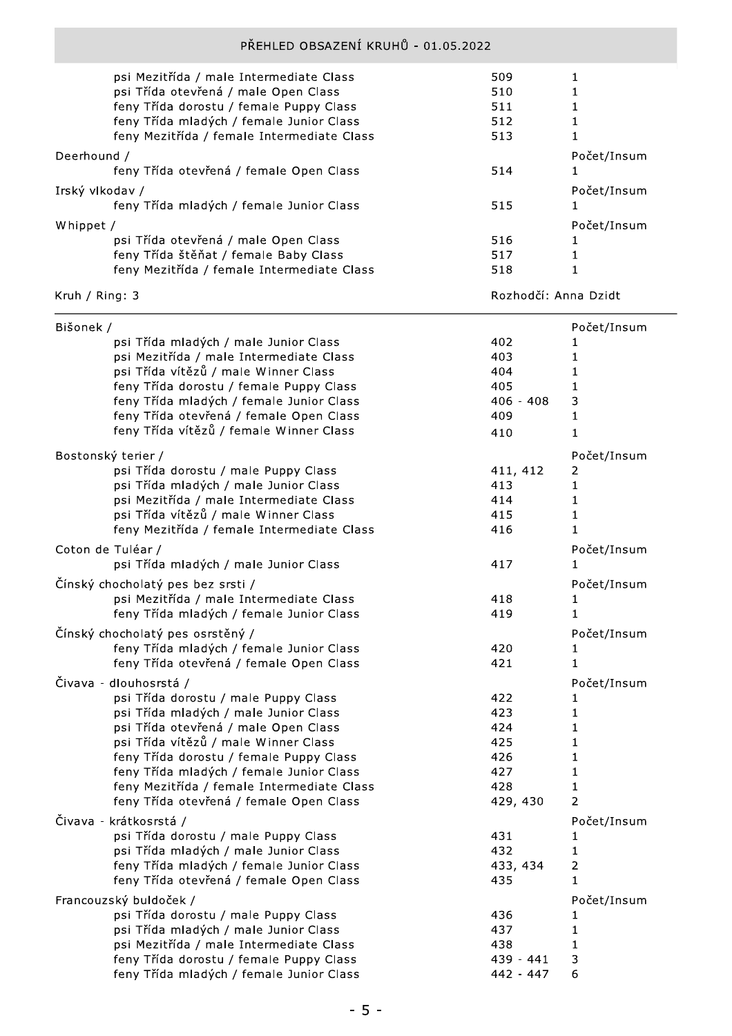| | | |
|---|---|---|
| psi Mezitřída / male Intermediate Class | 509 | 1 |
| psi Třída otevřená / male Open Class | 510 | 1 |
| feny Třída dorostu / female Puppy Class | 511 | 1 |
| feny Třída mladých / female Junior Class | 512 | 1 |
| feny Mezitřída / female Intermediate Class | 513 | 1 |

| Deerhound / | | Počet/Insum |
|---|---|---|
| feny Třída otevřená / female Open Class | 514 | 1 |

| Irský vlkodav / | | Počet/Insum |
|---|---|---|
| feny Třída mladých / female Junior Class | 515 | 1 |

| Whippet / | | Počet/Insum |
|---|---|---|
| psi Třída otevřená / male Open Class | 516 | 1 |
| feny Třída štěňat / female Baby Class | 517 | 1 |
| feny Mezitřída / female Intermediate Class | 518 | 1 |

## Kruh / Ring: 3

Rozhodčí: Anna Dzidt

| Bišonek / | | Počet/Insum |
|---|---|---|
| psi Třída mladých / male Junior Class | 402 | 1 |
| psi Mezitřída / male Intermediate Class | 403 | 1 |
| psi Třída vítězů / male Winner Class | 404 | 1 |
| feny Třída dorostu / female Puppy Class | 405 | 1 |
| feny Třída mladých / female Junior Class | 406 - 408 | 3 |
| feny Třída otevřená / female Open Class | 409 | 1 |
| feny Třída vítězů / female Winner Class | 410 | 1 |

| Bostonský terier / | | Počet/Insum |
|---|---|---|
| psi Třída dorostu / male Puppy Class | 411, 412 | 2 |
| psi Třída mladých / male Junior Class | 413 | 1 |
| psi Mezitřída / male Intermediate Class | 414 | 1 |
| psi Třída vítězů / male Winner Class | 415 | 1 |
| feny Mezitřída / female Intermediate Class | 416 | 1 |

| Coton de Tuléar / | | Počet/Insum |
|---|---|---|
| psi Třída mladých / male Junior Class | 417 | 1 |

| Čínský chocholatý pes bez srsti / | | Počet/Insum |
|---|---|---|
| psi Mezitřída / male Intermediate Class | 418 | 1 |
| feny Třída mladých / female Junior Class | 419 | 1 |

| Čínský chocholatý pes osrstěný / | | Počet/Insum |
|---|---|---|
| feny Třída mladých / female Junior Class | 420 | 1 |
| feny Třída otevřená / female Open Class | 421 | 1 |

| Čivava - dlouhosrstá / | | Počet/Insum |
|---|---|---|
| psi Třída dorostu / male Puppy Class | 422 | 1 |
| psi Třída mladých / male Junior Class | 423 | 1 |
| psi Třída otevřená / male Open Class | 424 | 1 |
| psi Třída vítězů / male Winner Class | 425 | 1 |
| feny Třída dorostu / female Puppy Class | 426 | 1 |
| feny Třída mladých / female Junior Class | 427 | 1 |
| feny Mezitřída / female Intermediate Class | 428 | 1 |
| feny Třída otevřená / female Open Class | 429, 430 | 2 |

| Čivava - krátkosrstá / | | Počet/Insum |
|---|---|---|
| psi Třída dorostu / male Puppy Class | 431 | 1 |
| psi Třída mladých / male Junior Class | 432 | 1 |
| feny Třída mladých / female Junior Class | 433, 434 | 2 |
| feny Třída otevřená / female Open Class | 435 | 1 |

| Francouzský buldoček / | | Počet/Insum |
|---|---|---|
| psi Třída dorostu / male Puppy Class | 436 | 1 |
| psi Třída mladých / male Junior Class | 437 | 1 |
| psi Mezitřída / male Intermediate Class | 438 | 1 |
| feny Třída dorostu / female Puppy Class | 439 - 441 | 3 |
| feny Třída mladých / female Junior Class | 442 - 447 | 6 |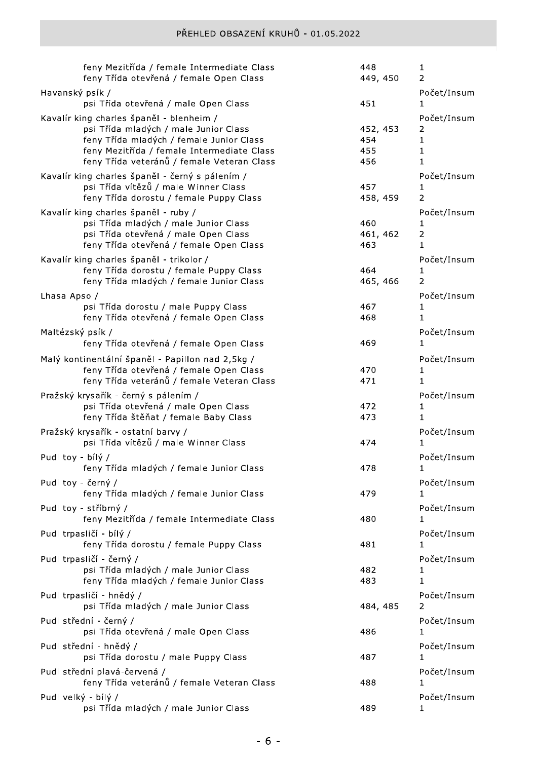| | | |
|---|---|---|
| feny Mezitřída / female Intermediate Class | 448 | 1 |
| feny Třída otevřená / female Open Class | 449, 450 | 2 |
| **Havanský psík /** | | Počet/Insum |
| psi Třída otevřená / male Open Class | 451 | 1 |
| **Kavalír king charles španěl - blenheim /** | | Počet/Insum |
| psi Třída mladých / male Junior Class | 452, 453 | 2 |
| feny Třída mladých / female Junior Class | 454 | 1 |
| feny Mezitřída / female Intermediate Class | 455 | 1 |
| feny Třída veteránů / female Veteran Class | 456 | 1 |
| **Kavalír king charles španěl - černý s pálením /** | | Počet/Insum |
| psi Třída vítězů / male Winner Class | 457 | 1 |
| feny Třída dorostu / female Puppy Class | 458, 459 | 2 |
| **Kavalír king charles španěl - ruby /** | | Počet/Insum |
| psi Třída mladých / male Junior Class | 460 | 1 |
| psi Třída otevřená / male Open Class | 461, 462 | 2 |
| feny Třída otevřená / female Open Class | 463 | 1 |
| **Kavalír king charles španěl - trikolor /** | | Počet/Insum |
| feny Třída dorostu / female Puppy Class | 464 | 1 |
| feny Třída mladých / female Junior Class | 465, 466 | 2 |
| **Lhasa Apso /** | | Počet/Insum |
| psi Třída dorostu / male Puppy Class | 467 | 1 |
| feny Třída otevřená / female Open Class | 468 | 1 |
| **Maltézský psík /** | | Počet/Insum |
| feny Třída otevřená / female Open Class | 469 | 1 |
| **Malý kontinentální španěl - Papillon nad 2,5kg /** | | Počet/Insum |
| feny Třída otevřená / female Open Class | 470 | 1 |
| feny Třída veteránů / female Veteran Class | 471 | 1 |
| **Pražský krysařík - černý s pálením /** | | Počet/Insum |
| psi Třída otevřená / male Open Class | 472 | 1 |
| feny Třída štěňat / female Baby Class | 473 | 1 |
| **Pražský krysařík - ostatní barvy /** | | Počet/Insum |
| psi Třída vítězů / male Winner Class | 474 | 1 |
| **Pudl toy - bílý /** | | Počet/Insum |
| feny Třída mladých / female Junior Class | 478 | 1 |
| **Pudl toy - černý /** | | Počet/Insum |
| feny Třída mladých / female Junior Class | 479 | 1 |
| **Pudl toy - stříbrný /** | | Počet/Insum |
| feny Mezitřída / female Intermediate Class | 480 | 1 |
| **Pudl trpasličí - bílý /** | | Počet/Insum |
| feny Třída dorostu / female Puppy Class | 481 | 1 |
| **Pudl trpasličí - černý /** | | Počet/Insum |
| psi Třída mladých / male Junior Class | 482 | 1 |
| feny Třída mladých / female Junior Class | 483 | 1 |
| **Pudl trpasličí - hnědý /** | | Počet/Insum |
| psi Třída mladých / male Junior Class | 484, 485 | 2 |
| **Pudl střední - černý /** | | Počet/Insum |
| psi Třída otevřená / male Open Class | 486 | 1 |
| **Pudl střední - hnědý /** | | Počet/Insum |
| psi Třída dorostu / male Puppy Class | 487 | 1 |
| **Pudl střední plavá-červená /** | | Počet/Insum |
| feny Třída veteránů / female Veteran Class | 488 | 1 |
| **Pudl velký - bílý /** | | Počet/Insum |
| psi Třída mladých / male Junior Class | 489 | 1 |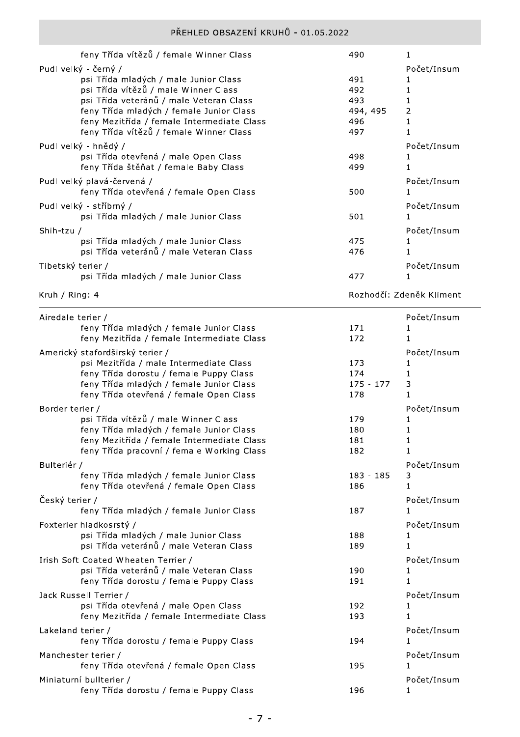| | | |
|---|---|---|
| feny Třída vítězů / female Winner Class | 490 | 1 |
| **Pudl velký - černý /** | | Počet/Insum |
| psi Třída mladých / male Junior Class | 491 | 1 |
| psi Třída vítězů / male Winner Class | 492 | 1 |
| psi Třída veteránů / male Veteran Class | 493 | 1 |
| feny Třída mladých / female Junior Class | 494, 495 | 2 |
| feny Mezitřída / female Intermediate Class | 496 | 1 |
| feny Třída vítězů / female Winner Class | 497 | 1 |
| **Pudl velký - hnědý /** | | Počet/Insum |
| psi Třída otevřená / male Open Class | 498 | 1 |
| feny Třída štěňat / female Baby Class | 499 | 1 |
| **Pudl velký plavá-červená /** | | Počet/Insum |
| feny Třída otevřená / female Open Class | 500 | 1 |
| **Pudl velký - stříbrný /** | | Počet/Insum |
| psi Třída mladých / male Junior Class | 501 | 1 |
| **Shih-tzu /** | | Počet/Insum |
| psi Třída mladých / male Junior Class | 475 | 1 |
| psi Třída veteránů / male Veteran Class | 476 | 1 |
| **Tibetský terier /** | | Počet/Insum |
| psi Třída mladých / male Junior Class | 477 | 1 |

## Kruh / Ring: 4 — Rozhodčí: Zdeněk Kliment

| | | |
|---|---|---|
| **Airedale terier /** | | Počet/Insum |
| feny Třída mladých / female Junior Class | 171 | 1 |
| feny Mezitřída / female Intermediate Class | 172 | 1 |
| **Americký stafordširský terier /** | | Počet/Insum |
| psi Mezitřída / male Intermediate Class | 173 | 1 |
| feny Třída dorostu / female Puppy Class | 174 | 1 |
| feny Třída mladých / female Junior Class | 175 - 177 | 3 |
| feny Třída otevřená / female Open Class | 178 | 1 |
| **Border terier /** | | Počet/Insum |
| psi Třída vítězů / male Winner Class | 179 | 1 |
| feny Třída mladých / female Junior Class | 180 | 1 |
| feny Mezitřída / female Intermediate Class | 181 | 1 |
| feny Třída pracovní / female Working Class | 182 | 1 |
| **Bulteriér /** | | Počet/Insum |
| feny Třída mladých / female Junior Class | 183 - 185 | 3 |
| feny Třída otevřená / female Open Class | 186 | 1 |
| **Český terier /** | | Počet/Insum |
| feny Třída mladých / female Junior Class | 187 | 1 |
| **Foxterier hladkosrstý /** | | Počet/Insum |
| psi Třída mladých / male Junior Class | 188 | 1 |
| psi Třída veteránů / male Veteran Class | 189 | 1 |
| **Irish Soft Coated Wheaten Terrier /** | | Počet/Insum |
| psi Třída veteránů / male Veteran Class | 190 | 1 |
| feny Třída dorostu / female Puppy Class | 191 | 1 |
| **Jack Russell Terrier /** | | Počet/Insum |
| psi Třída otevřená / male Open Class | 192 | 1 |
| feny Mezitřída / female Intermediate Class | 193 | 1 |
| **Lakeland terier /** | | Počet/Insum |
| feny Třída dorostu / female Puppy Class | 194 | 1 |
| **Manchester terier /** | | Počet/Insum |
| feny Třída otevřená / female Open Class | 195 | 1 |
| **Miniaturní bullterier /** | | Počet/Insum |
| feny Třída dorostu / female Puppy Class | 196 | 1 |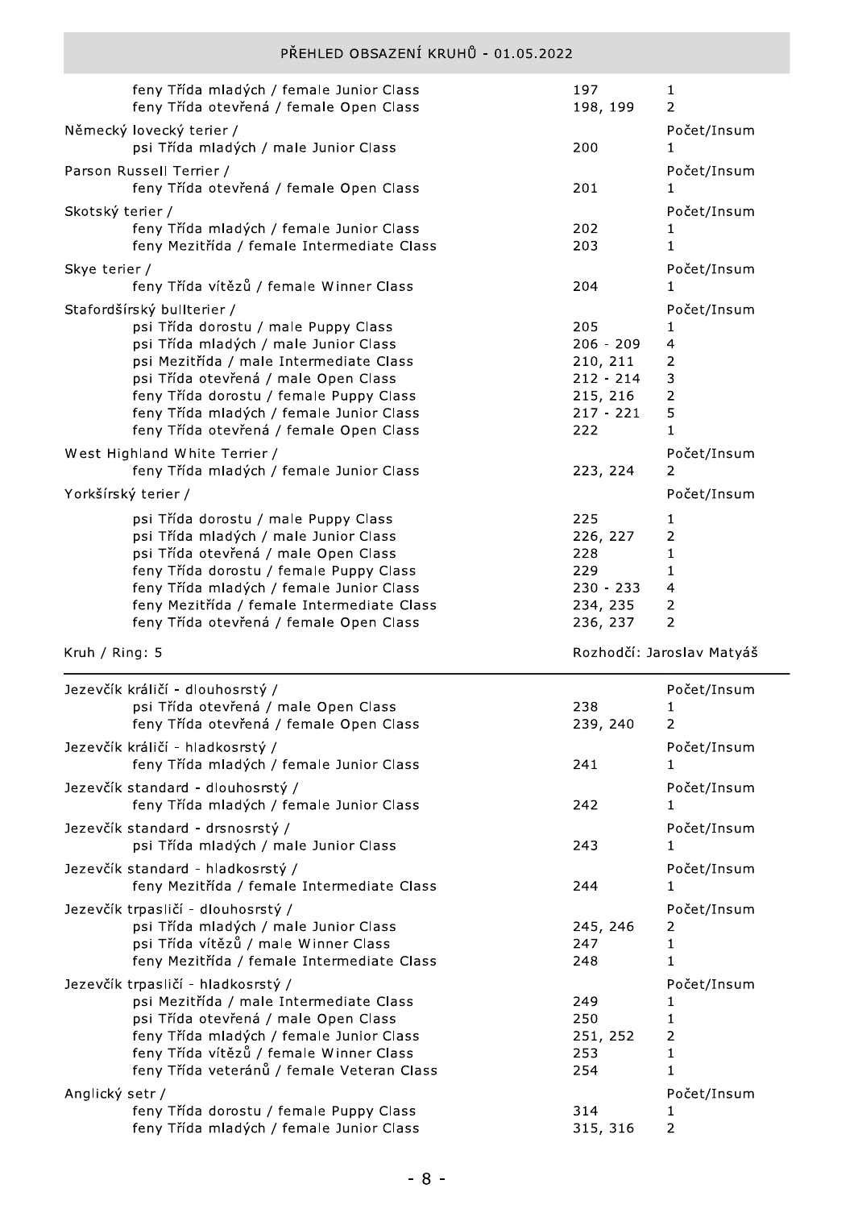| | | |
|---|---|---|
| feny Třída mladých / female Junior Class | 197 | 1 |
| feny Třída otevřená / female Open Class | 198, 199 | 2 |
| **Německý lovecký terier /** | | Počet/Insum |
| psi Třída mladých / male Junior Class | 200 | 1 |
| **Parson Russell Terrier /** | | Počet/Insum |
| feny Třída otevřená / female Open Class | 201 | 1 |
| **Skotský terier /** | | Počet/Insum |
| feny Třída mladých / female Junior Class | 202 | 1 |
| feny Mezitřída / female Intermediate Class | 203 | 1 |
| **Skye terier /** | | Počet/Insum |
| feny Třída vítězů / female Winner Class | 204 | 1 |
| **Stafordšírský bullterier /** | | Počet/Insum |
| psi Třída dorostu / male Puppy Class | 205 | 1 |
| psi Třída mladých / male Junior Class | 206 - 209 | 4 |
| psi Mezitřída / male Intermediate Class | 210, 211 | 2 |
| psi Třída otevřená / male Open Class | 212 - 214 | 3 |
| feny Třída dorostu / female Puppy Class | 215, 216 | 2 |
| feny Třída mladých / female Junior Class | 217 - 221 | 5 |
| feny Třída otevřená / female Open Class | 222 | 1 |
| **West Highland White Terrier /** | | Počet/Insum |
| feny Třída mladých / female Junior Class | 223, 224 | 2 |
| **Yorkšírský terier /** | | Počet/Insum |
| psi Třída dorostu / male Puppy Class | 225 | 1 |
| psi Třída mladých / male Junior Class | 226, 227 | 2 |
| psi Třída otevřená / male Open Class | 228 | 1 |
| feny Třída dorostu / female Puppy Class | 229 | 1 |
| feny Třída mladých / female Junior Class | 230 - 233 | 4 |
| feny Mezitřída / female Intermediate Class | 234, 235 | 2 |
| feny Třída otevřená / female Open Class | 236, 237 | 2 |

## Kruh / Ring: 5 — Rozhodčí: Jaroslav Matyáš

| | | |
|---|---|---|
| **Jezevčík králičí - dlouhosrstý /** | | Počet/Insum |
| psi Třída otevřená / male Open Class | 238 | 1 |
| feny Třída otevřená / female Open Class | 239, 240 | 2 |
| **Jezevčík králičí - hladkosrstý /** | | Počet/Insum |
| feny Třída mladých / female Junior Class | 241 | 1 |
| **Jezevčík standard - dlouhosrstý /** | | Počet/Insum |
| feny Třída mladých / female Junior Class | 242 | 1 |
| **Jezevčík standard - drsnosrstý /** | | Počet/Insum |
| psi Třída mladých / male Junior Class | 243 | 1 |
| **Jezevčík standard - hladkosrstý /** | | Počet/Insum |
| feny Mezitřída / female Intermediate Class | 244 | 1 |
| **Jezevčík trpasličí - dlouhosrstý /** | | Počet/Insum |
| psi Třída mladých / male Junior Class | 245, 246 | 2 |
| psi Třída vítězů / male Winner Class | 247 | 1 |
| feny Mezitřída / female Intermediate Class | 248 | 1 |
| **Jezevčík trpasličí - hladkosrstý /** | | Počet/Insum |
| psi Mezitřída / male Intermediate Class | 249 | 1 |
| psi Třída otevřená / male Open Class | 250 | 1 |
| feny Třída mladých / female Junior Class | 251, 252 | 2 |
| feny Třída vítězů / female Winner Class | 253 | 1 |
| feny Třída veteránů / female Veteran Class | 254 | 1 |
| **Anglický setr /** | | Počet/Insum |
| feny Třída dorostu / female Puppy Class | 314 | 1 |
| feny Třída mladých / female Junior Class | 315, 316 | 2 |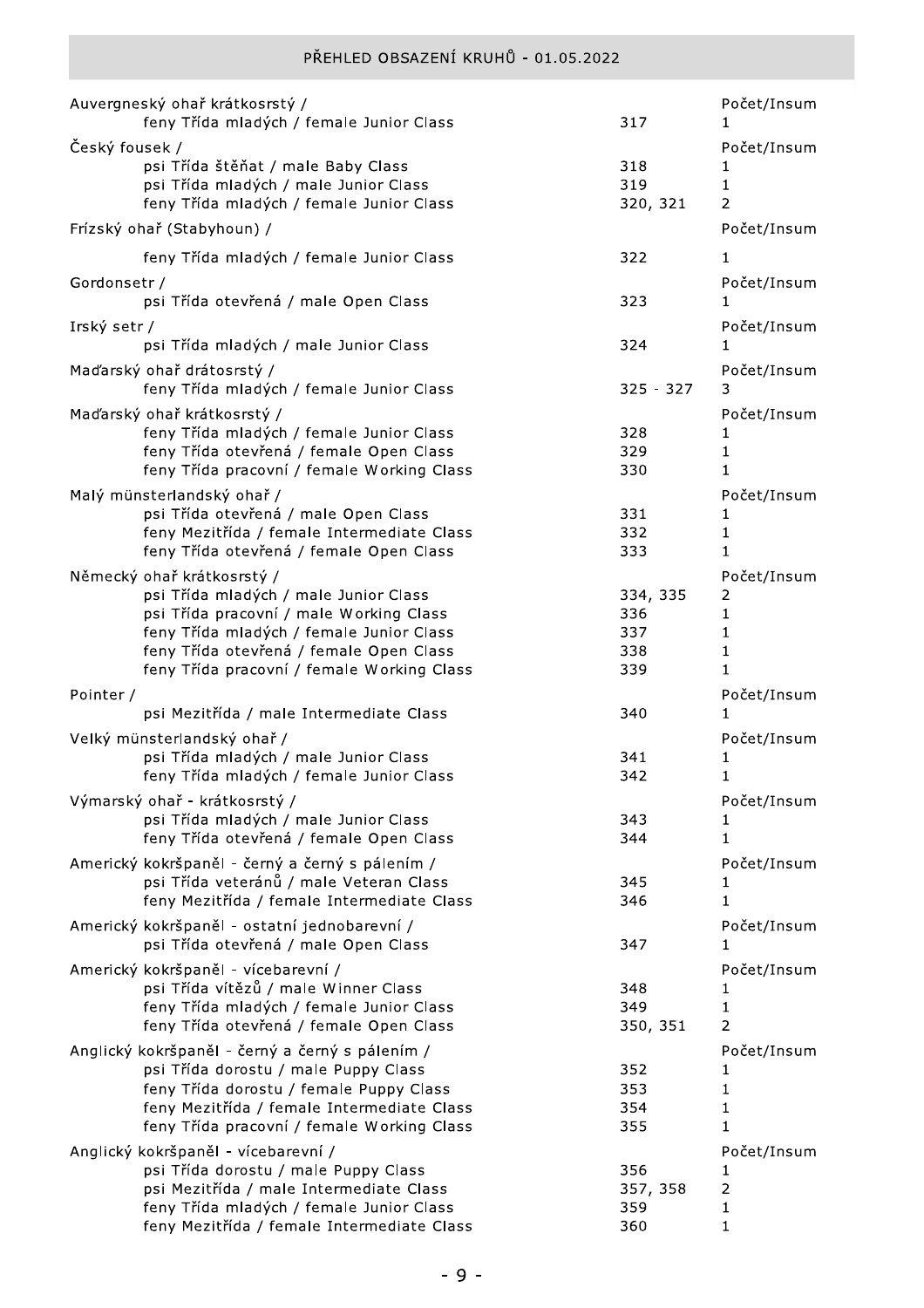## PŘEHLED OBSAZENÍ KRUHŮ - 01.05.2022

| | | |
|---|---|---|
| **Auvergneský ohař krátkosrstý /** | | Počet/Insum |
| feny Třída mladých / female Junior Class | 317 | 1 |
| **Český fousek /** | | Počet/Insum |
| psi Třída štěňat / male Baby Class | 318 | 1 |
| psi Třída mladých / male Junior Class | 319 | 1 |
| feny Třída mladých / female Junior Class | 320, 321 | 2 |
| **Frízský ohař (Stabyhoun) /** | | Počet/Insum |
| feny Třída mladých / female Junior Class | 322 | 1 |
| **Gordonsetr /** | | Počet/Insum |
| psi Třída otevřená / male Open Class | 323 | 1 |
| **Irský setr /** | | Počet/Insum |
| psi Třída mladých / male Junior Class | 324 | 1 |
| **Maďarský ohař drátosrstý /** | | Počet/Insum |
| feny Třída mladých / female Junior Class | 325 - 327 | 3 |
| **Maďarský ohař krátkosrstý /** | | Počet/Insum |
| feny Třída mladých / female Junior Class | 328 | 1 |
| feny Třída otevřená / female Open Class | 329 | 1 |
| feny Třída pracovní / female Working Class | 330 | 1 |
| **Malý münsterlandský ohař /** | | Počet/Insum |
| psi Třída otevřená / male Open Class | 331 | 1 |
| feny Mezitřída / female Intermediate Class | 332 | 1 |
| feny Třída otevřená / female Open Class | 333 | 1 |
| **Německý ohař krátkosrstý /** | | Počet/Insum |
| psi Třída mladých / male Junior Class | 334, 335 | 2 |
| psi Třída pracovní / male Working Class | 336 | 1 |
| feny Třída mladých / female Junior Class | 337 | 1 |
| feny Třída otevřená / female Open Class | 338 | 1 |
| feny Třída pracovní / female Working Class | 339 | 1 |
| **Pointer /** | | Počet/Insum |
| psi Mezitřída / male Intermediate Class | 340 | 1 |
| **Velký münsterlandský ohař /** | | Počet/Insum |
| psi Třída mladých / male Junior Class | 341 | 1 |
| feny Třída mladých / female Junior Class | 342 | 1 |
| **Výmarský ohař - krátkosrstý /** | | Počet/Insum |
| psi Třída mladých / male Junior Class | 343 | 1 |
| feny Třída otevřená / female Open Class | 344 | 1 |
| **Americký kokršpaněl - černý a černý s pálením /** | | Počet/Insum |
| psi Třída veteránů / male Veteran Class | 345 | 1 |
| feny Mezitřída / female Intermediate Class | 346 | 1 |
| **Americký kokršpaněl - ostatní jednobarevní /** | | Počet/Insum |
| psi Třída otevřená / male Open Class | 347 | 1 |
| **Americký kokršpaněl - vícebarevní /** | | Počet/Insum |
| psi Třída vítězů / male Winner Class | 348 | 1 |
| feny Třída mladých / female Junior Class | 349 | 1 |
| feny Třída otevřená / female Open Class | 350, 351 | 2 |
| **Anglický kokršpaněl - černý a černý s pálením /** | | Počet/Insum |
| psi Třída dorostu / male Puppy Class | 352 | 1 |
| feny Třída dorostu / female Puppy Class | 353 | 1 |
| feny Mezitřída / female Intermediate Class | 354 | 1 |
| feny Třída pracovní / female Working Class | 355 | 1 |
| **Anglický kokršpaněl - vícebarevní /** | | Počet/Insum |
| psi Třída dorostu / male Puppy Class | 356 | 1 |
| psi Mezitřída / male Intermediate Class | 357, 358 | 2 |
| feny Třída mladých / female Junior Class | 359 | 1 |
| feny Mezitřída / female Intermediate Class | 360 | 1 |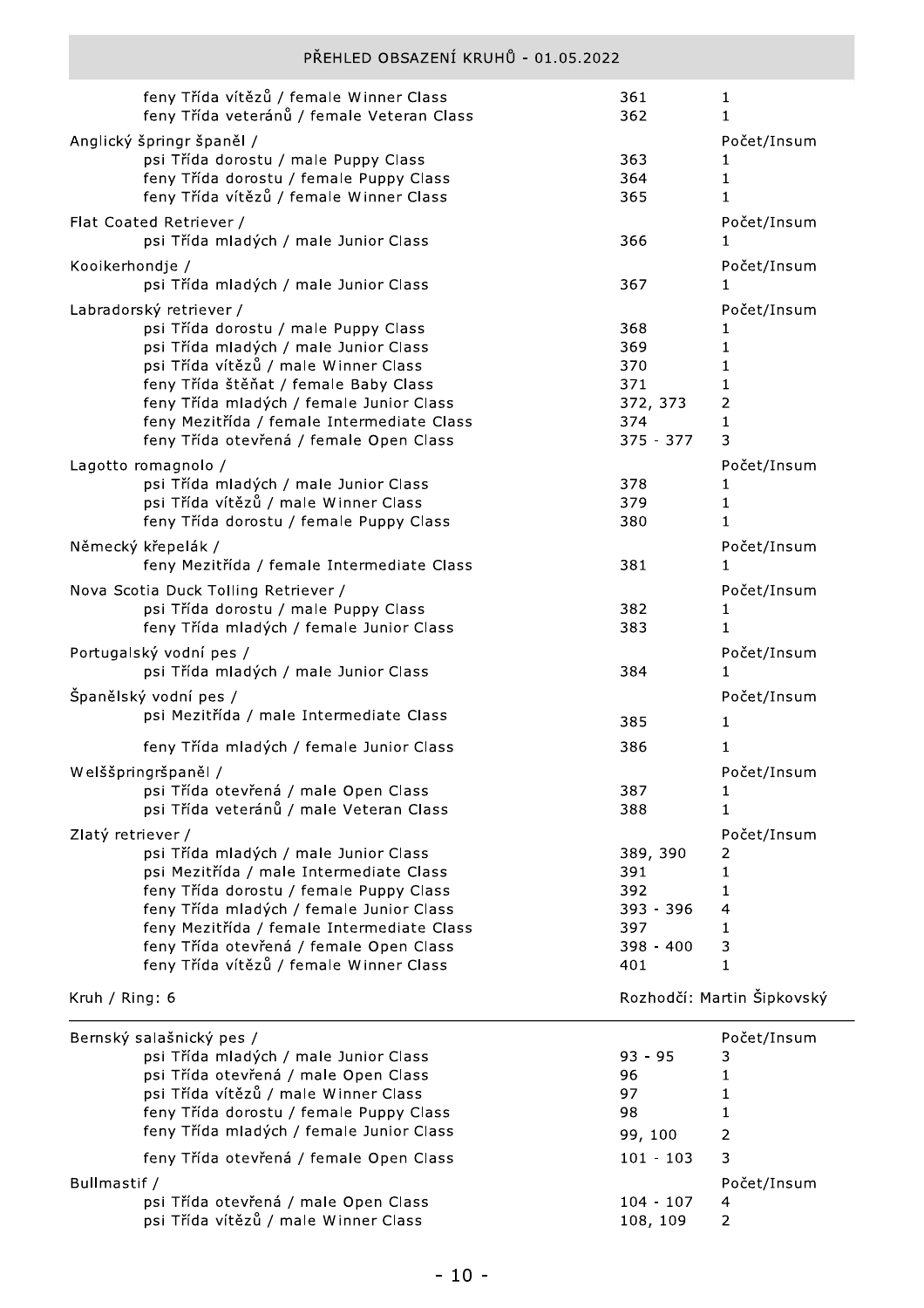| | | |
|---|---|---|
| feny Třída vítězů / female Winner Class | 361 | 1 |
| feny Třída veteránů / female Veteran Class | 362 | 1 |

| Anglický špringr španěl / | | Počet/Insum |
|---|---|---|
| psi Třída dorostu / male Puppy Class | 363 | 1 |
| feny Třída dorostu / female Puppy Class | 364 | 1 |
| feny Třída vítězů / female Winner Class | 365 | 1 |

| Flat Coated Retriever / | | Počet/Insum |
|---|---|---|
| psi Třída mladých / male Junior Class | 366 | 1 |

| Kooikerhondje / | | Počet/Insum |
|---|---|---|
| psi Třída mladých / male Junior Class | 367 | 1 |

| Labradorský retriever / | | Počet/Insum |
|---|---|---|
| psi Třída dorostu / male Puppy Class | 368 | 1 |
| psi Třída mladých / male Junior Class | 369 | 1 |
| psi Třída vítězů / male Winner Class | 370 | 1 |
| feny Třída štěňat / female Baby Class | 371 | 1 |
| feny Třída mladých / female Junior Class | 372, 373 | 2 |
| feny Mezitřída / female Intermediate Class | 374 | 1 |
| feny Třída otevřená / female Open Class | 375 - 377 | 3 |

| Lagotto romagnolo / | | Počet/Insum |
|---|---|---|
| psi Třída mladých / male Junior Class | 378 | 1 |
| psi Třída vítězů / male Winner Class | 379 | 1 |
| feny Třída dorostu / female Puppy Class | 380 | 1 |

| Německý křepelák / | | Počet/Insum |
|---|---|---|
| feny Mezitřída / female Intermediate Class | 381 | 1 |

| Nova Scotia Duck Tolling Retriever / | | Počet/Insum |
|---|---|---|
| psi Třída dorostu / male Puppy Class | 382 | 1 |
| feny Třída mladých / female Junior Class | 383 | 1 |

| Portugalský vodní pes / | | Počet/Insum |
|---|---|---|
| psi Třída mladých / male Junior Class | 384 | 1 |

| Španělský vodní pes / | | Počet/Insum |
|---|---|---|
| psi Mezitřída / male Intermediate Class | 385 | 1 |
| feny Třída mladých / female Junior Class | 386 | 1 |

| Welššpringršpaněl / | | Počet/Insum |
|---|---|---|
| psi Třída otevřená / male Open Class | 387 | 1 |
| psi Třída veteránů / male Veteran Class | 388 | 1 |

| Zlatý retriever / | | Počet/Insum |
|---|---|---|
| psi Třída mladých / male Junior Class | 389, 390 | 2 |
| psi Mezitřída / male Intermediate Class | 391 | 1 |
| feny Třída dorostu / female Puppy Class | 392 | 1 |
| feny Třída mladých / female Junior Class | 393 - 396 | 4 |
| feny Mezitřída / female Intermediate Class | 397 | 1 |
| feny Třída otevřená / female Open Class | 398 - 400 | 3 |
| feny Třída vítězů / female Winner Class | 401 | 1 |

## Kruh / Ring: 6 — Rozhodčí: Martin Šipkovský

| Bernský salašnický pes / | | Počet/Insum |
|---|---|---|
| psi Třída mladých / male Junior Class | 93 - 95 | 3 |
| psi Třída otevřená / male Open Class | 96 | 1 |
| psi Třída vítězů / male Winner Class | 97 | 1 |
| feny Třída dorostu / female Puppy Class | 98 | 1 |
| feny Třída mladých / female Junior Class | 99, 100 | 2 |
| feny Třída otevřená / female Open Class | 101 - 103 | 3 |

| Bullmastif / | | Počet/Insum |
|---|---|---|
| psi Třída otevřená / male Open Class | 104 - 107 | 4 |
| psi Třída vítězů / male Winner Class | 108, 109 | 2 |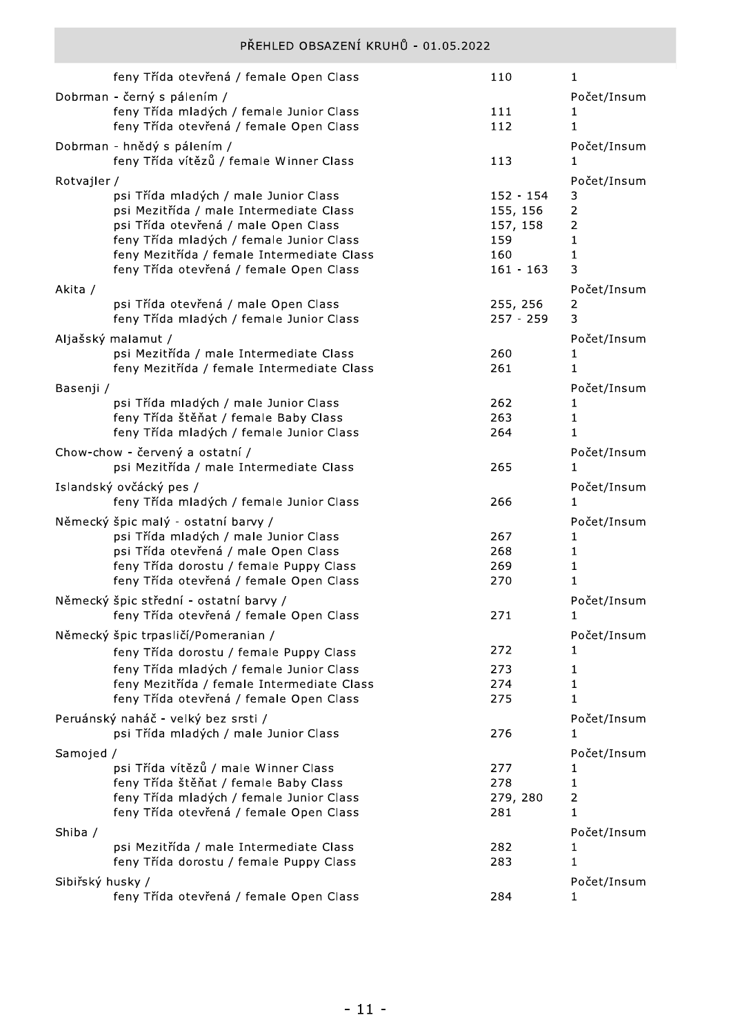| | | |
|---|---|---|
| feny Třída otevřená / female Open Class | 110 | 1 |
| **Dobrman - černý s pálením /** | | Počet/Insum |
| feny Třída mladých / female Junior Class | 111 | 1 |
| feny Třída otevřená / female Open Class | 112 | 1 |
| **Dobrman - hnědý s pálením /** | | Počet/Insum |
| feny Třída vítězů / female Winner Class | 113 | 1 |
| **Rotvajler /** | | Počet/Insum |
| psi Třída mladých / male Junior Class | 152 - 154 | 3 |
| psi Mezitřída / male Intermediate Class | 155, 156 | 2 |
| psi Třída otevřená / male Open Class | 157, 158 | 2 |
| feny Třída mladých / female Junior Class | 159 | 1 |
| feny Mezitřída / female Intermediate Class | 160 | 1 |
| feny Třída otevřená / female Open Class | 161 - 163 | 3 |
| **Akita /** | | Počet/Insum |
| psi Třída otevřená / male Open Class | 255, 256 | 2 |
| feny Třída mladých / female Junior Class | 257 - 259 | 3 |
| **Aljašský malamut /** | | Počet/Insum |
| psi Mezitřída / male Intermediate Class | 260 | 1 |
| feny Mezitřída / female Intermediate Class | 261 | 1 |
| **Basenji /** | | Počet/Insum |
| psi Třída mladých / male Junior Class | 262 | 1 |
| feny Třída štěňat / female Baby Class | 263 | 1 |
| feny Třída mladých / female Junior Class | 264 | 1 |
| **Chow-chow - červený a ostatní /** | | Počet/Insum |
| psi Mezitřída / male Intermediate Class | 265 | 1 |
| **Islandský ovčácký pes /** | | Počet/Insum |
| feny Třída mladých / female Junior Class | 266 | 1 |
| **Německý špic malý - ostatní barvy /** | | Počet/Insum |
| psi Třída mladých / male Junior Class | 267 | 1 |
| psi Třída otevřená / male Open Class | 268 | 1 |
| feny Třída dorostu / female Puppy Class | 269 | 1 |
| feny Třída otevřená / female Open Class | 270 | 1 |
| **Německý špic střední - ostatní barvy /** | | Počet/Insum |
| feny Třída otevřená / female Open Class | 271 | 1 |
| **Německý špic trpasličí/Pomeranian /** | | Počet/Insum |
| feny Třída dorostu / female Puppy Class | 272 | 1 |
| feny Třída mladých / female Junior Class | 273 | 1 |
| feny Mezitřída / female Intermediate Class | 274 | 1 |
| feny Třída otevřená / female Open Class | 275 | 1 |
| **Peruánský naháč - velký bez srsti /** | | Počet/Insum |
| psi Třída mladých / male Junior Class | 276 | 1 |
| **Samojed /** | | Počet/Insum |
| psi Třída vítězů / male Winner Class | 277 | 1 |
| feny Třída štěňat / female Baby Class | 278 | 1 |
| feny Třída mladých / female Junior Class | 279, 280 | 2 |
| feny Třída otevřená / female Open Class | 281 | 1 |
| **Shiba /** | | Počet/Insum |
| psi Mezitřída / male Intermediate Class | 282 | 1 |
| feny Třída dorostu / female Puppy Class | 283 | 1 |
| **Sibiřský husky /** | | Počet/Insum |
| feny Třída otevřená / female Open Class | 284 | 1 |